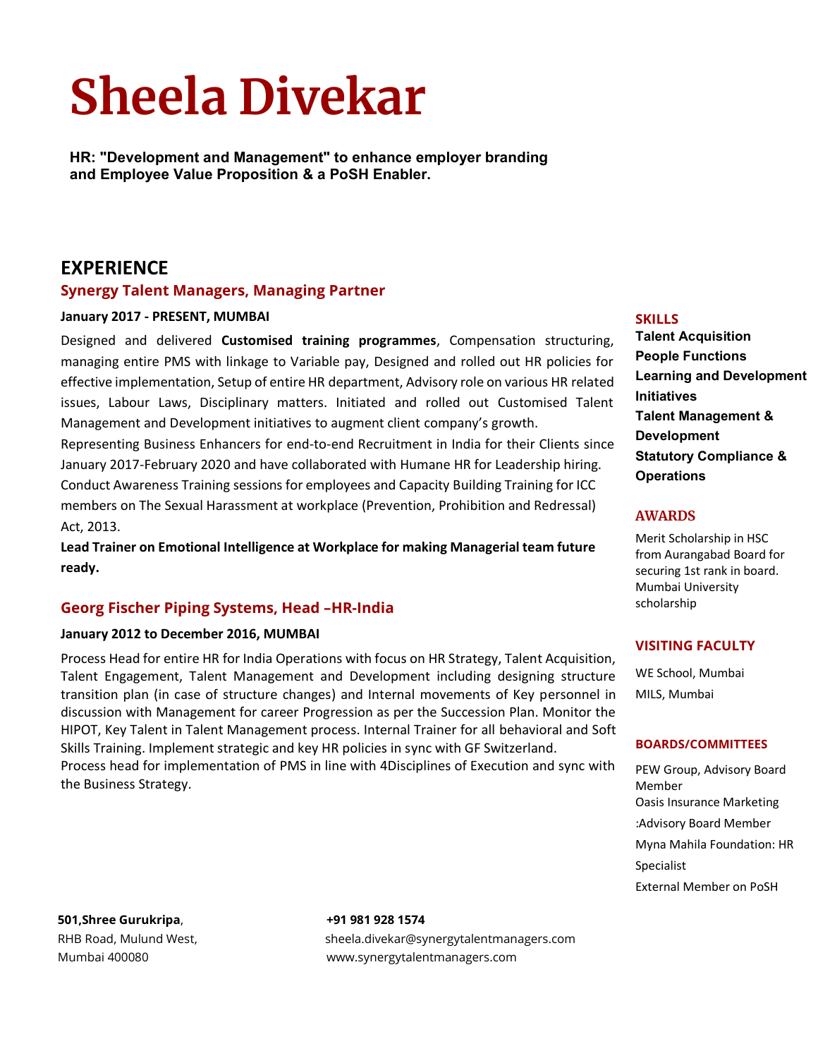# Sheela Divekar

**HR: "Development and Management" to enhance employer branding and Employee Value Proposition & a PoSH Enabler.**

## EXPERIENCE

### Synergy Talent Managers, Managing Partner

**January 2017 - PRESENT, MUMBAI**

Designed and delivered **Customised training programmes**, Compensation structuring, managing entire PMS with linkage to Variable pay, Designed and rolled out HR policies for effective implementation, Setup of entire HR department, Advisory role on various HR related issues, Labour Laws, Disciplinary matters. Initiated and rolled out Customised Talent Management and Development initiatives to augment client company's growth.

Representing Business Enhancers for end-to-end Recruitment in India for their Clients since January 2017-February 2020 and have collaborated with Humane HR for Leadership hiring.

Conduct Awareness Training sessions for employees and Capacity Building Training for ICC members on The Sexual Harassment at workplace (Prevention, Prohibition and Redressal) Act, 2013.

**Lead Trainer on Emotional Intelligence at Workplace for making Managerial team future ready.**

### Georg Fischer Piping Systems, Head –HR-India

**January 2012 to December 2016, MUMBAI**

Process Head for entire HR for India Operations with focus on HR Strategy, Talent Acquisition, Talent Engagement, Talent Management and Development including designing structure transition plan (in case of structure changes) and Internal movements of Key personnel in discussion with Management for career Progression as per the Succession Plan. Monitor the HIPOT, Key Talent in Talent Management process. Internal Trainer for all behavioral and Soft Skills Training. Implement strategic and key HR policies in sync with GF Switzerland.

Process head for implementation of PMS in line with 4Disciplines of Execution and sync with the Business Strategy.

## SKILLS

**Talent Acquisition**
**People Functions**
**Learning and Development Initiatives**
**Talent Management & Development**
**Statutory Compliance & Operations**

## AWARDS

Merit Scholarship in HSC from Aurangabad Board for securing 1st rank in board.
Mumbai University scholarship

## VISITING FACULTY

WE School, Mumbai
MILS, Mumbai

## BOARDS/COMMITTEES

PEW Group, Advisory Board Member
Oasis Insurance Marketing :Advisory Board Member
Myna Mahila Foundation: HR Specialist
External Member on PoSH

**501,Shree Gurukripa**,
RHB Road, Mulund West,
Mumbai 400080

**+91 981 928 1574**
sheela.divekar@synergytalentmanagers.com
www.synergytalentmanagers.com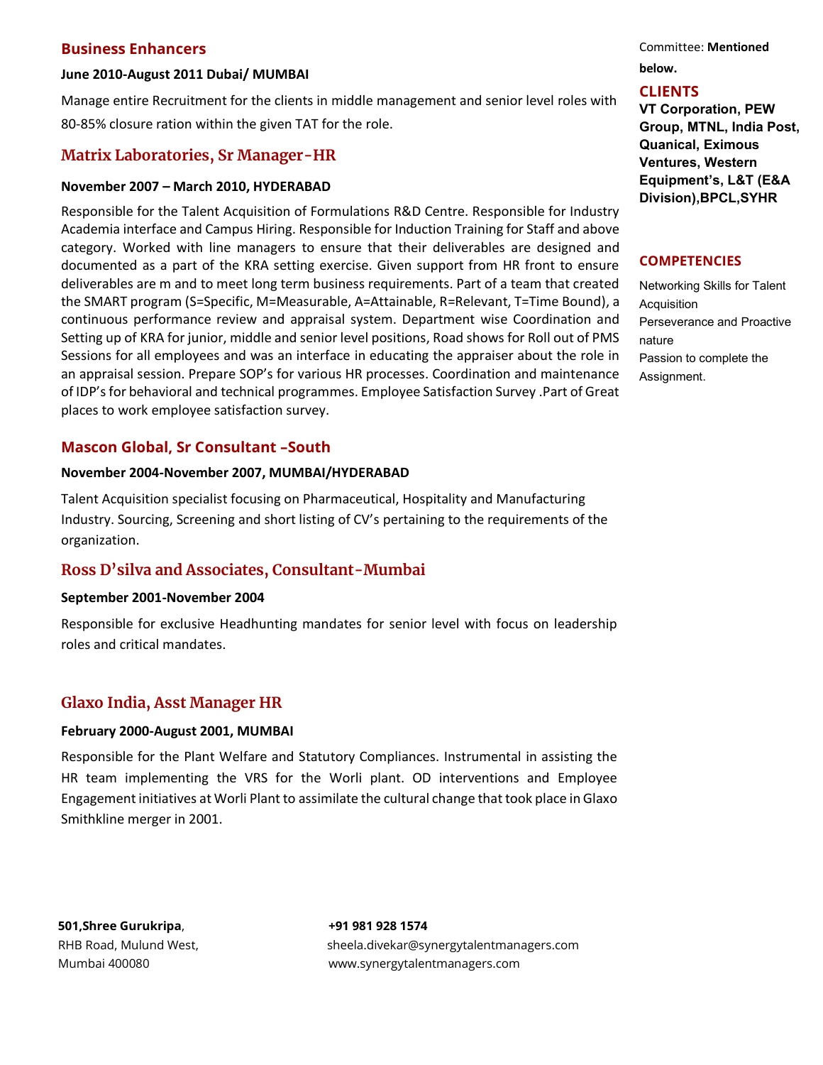## Business Enhancers

**June 2010-August 2011 Dubai/ MUMBAI**

Manage entire Recruitment for the clients in middle management and senior level roles with 80-85% closure ration within the given TAT for the role.

## Matrix Laboratories, Sr Manager-HR

**November 2007 – March 2010, HYDERABAD**

Responsible for the Talent Acquisition of Formulations R&D Centre. Responsible for Industry Academia interface and Campus Hiring. Responsible for Induction Training for Staff and above category. Worked with line managers to ensure that their deliverables are designed and documented as a part of the KRA setting exercise. Given support from HR front to ensure deliverables are m and to meet long term business requirements. Part of a team that created the SMART program (S=Specific, M=Measurable, A=Attainable, R=Relevant, T=Time Bound), a continuous performance review and appraisal system. Department wise Coordination and Setting up of KRA for junior, middle and senior level positions, Road shows for Roll out of PMS Sessions for all employees and was an interface in educating the appraiser about the role in an appraisal session. Prepare SOP's for various HR processes. Coordination and maintenance of IDP's for behavioral and technical programmes. Employee Satisfaction Survey .Part of Great places to work employee satisfaction survey.

## Mascon Global, Sr Consultant –South

**November 2004-November 2007, MUMBAI/HYDERABAD**

Talent Acquisition specialist focusing on Pharmaceutical, Hospitality and Manufacturing Industry. Sourcing, Screening and short listing of CV's pertaining to the requirements of the organization.

## Ross D'silva and Associates, Consultant-Mumbai

**September 2001-November 2004**

Responsible for exclusive Headhunting mandates for senior level with focus on leadership roles and critical mandates.

## Glaxo India, Asst Manager HR

**February 2000-August 2001, MUMBAI**

Responsible for the Plant Welfare and Statutory Compliances. Instrumental in assisting the HR team implementing the VRS for the Worli plant. OD interventions and Employee Engagement initiatives at Worli Plant to assimilate the cultural change that took place in Glaxo Smithkline merger in 2001.

Committee: **Mentioned below.**

## CLIENTS

**VT Corporation, PEW Group, MTNL, India Post, Quanical, Eximous Ventures, Western Equipment's, L&T (E&A Division),BPCL,SYHR**

## COMPETENCIES

Networking Skills for Talent Acquisition

Perseverance and Proactive nature

Passion to complete the Assignment.

**501,Shree Gurukripa**,
RHB Road, Mulund West,
Mumbai 400080

**+91 981 928 1574**
sheela.divekar@synergytalentmanagers.com
www.synergytalentmanagers.com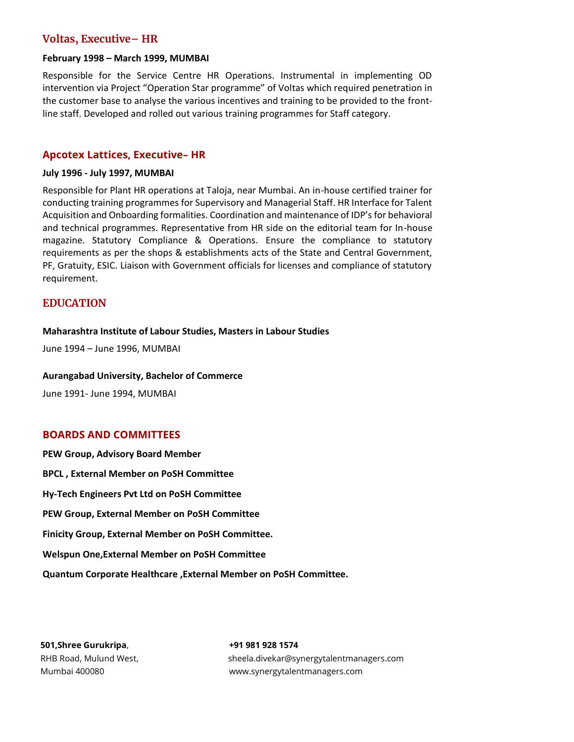## Voltas, Executive– HR

**February 1998 – March 1999, MUMBAI**

Responsible for the Service Centre HR Operations. Instrumental in implementing OD intervention via Project "Operation Star programme" of Voltas which required penetration in the customer base to analyse the various incentives and training to be provided to the front-line staff. Developed and rolled out various training programmes for Staff category.

## Apcotex Lattices, Executive– HR

**July 1996 - July 1997, MUMBAI**

Responsible for Plant HR operations at Taloja, near Mumbai. An in-house certified trainer for conducting training programmes for Supervisory and Managerial Staff. HR Interface for Talent Acquisition and Onboarding formalities. Coordination and maintenance of IDP's for behavioral and technical programmes. Representative from HR side on the editorial team for In-house magazine. Statutory Compliance & Operations. Ensure the compliance to statutory requirements as per the shops & establishments acts of the State and Central Government, PF, Gratuity, ESIC. Liaison with Government officials for licenses and compliance of statutory requirement.

## EDUCATION

**Maharashtra Institute of Labour Studies, Masters in Labour Studies**

June 1994 – June 1996, MUMBAI

**Aurangabad University, Bachelor of Commerce**

June 1991- June 1994, MUMBAI

## BOARDS AND COMMITTEES

**PEW Group, Advisory Board Member**

**BPCL , External Member on PoSH Committee**

**Hy-Tech Engineers Pvt Ltd on PoSH Committee**

**PEW Group, External Member on PoSH Committee**

**Finicity Group, External Member on PoSH Committee.**

**Welspun One,External Member on PoSH Committee**

**Quantum Corporate Healthcare ,External Member on PoSH Committee.**

**501,Shree Gurukripa**,
RHB Road, Mulund West,
Mumbai 400080

**+91 981 928 1574**
sheela.divekar@synergytalentmanagers.com
www.synergytalentmanagers.com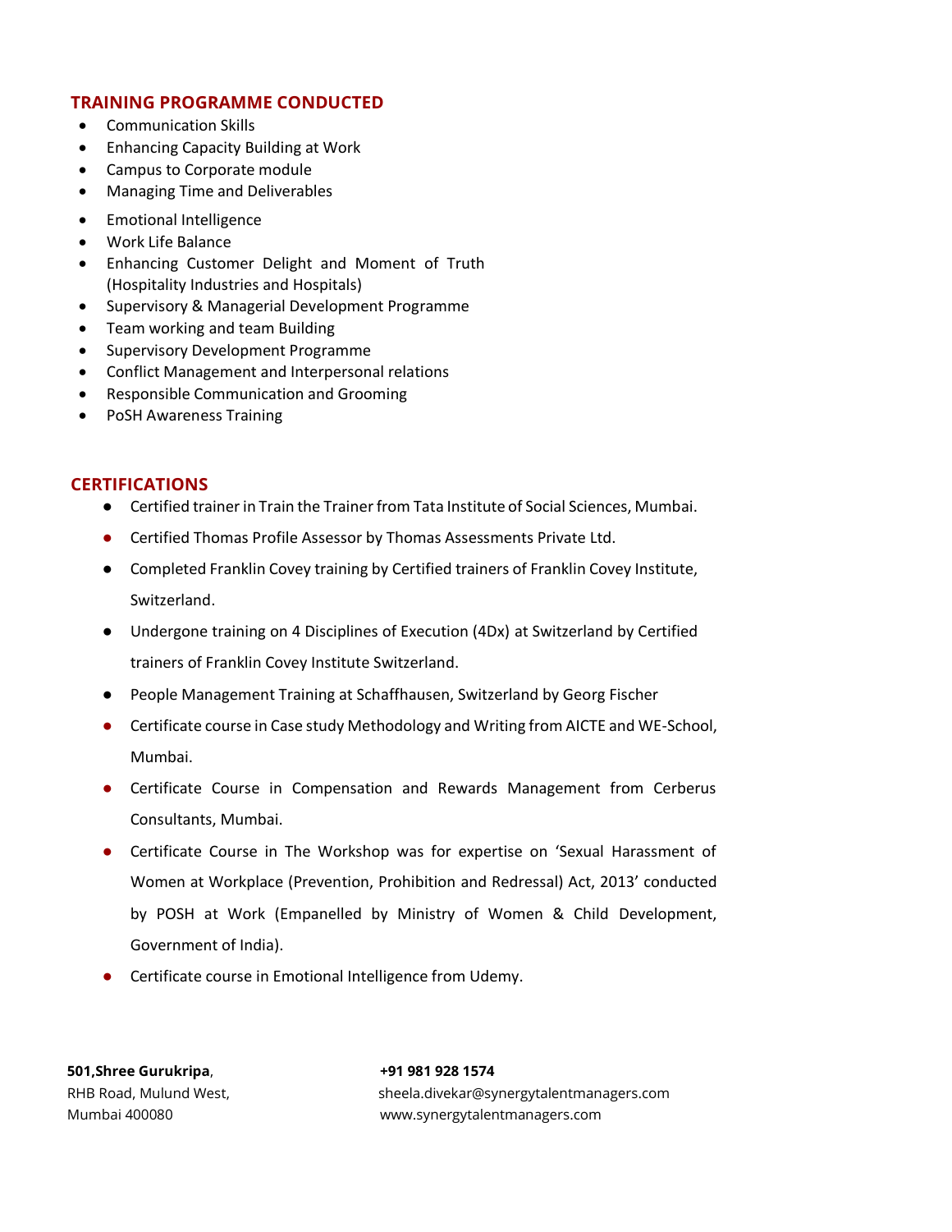## TRAINING PROGRAMME CONDUCTED

- Communication Skills
- Enhancing Capacity Building at Work
- Campus to Corporate module
- Managing Time and Deliverables
- Emotional Intelligence
- Work Life Balance
- Enhancing Customer Delight and Moment of Truth (Hospitality Industries and Hospitals)
- Supervisory & Managerial Development Programme
- Team working and team Building
- Supervisory Development Programme
- Conflict Management and Interpersonal relations
- Responsible Communication and Grooming
- PoSH Awareness Training

## CERTIFICATIONS

- Certified trainer in Train the Trainer from Tata Institute of Social Sciences, Mumbai.
- Certified Thomas Profile Assessor by Thomas Assessments Private Ltd.
- Completed Franklin Covey training by Certified trainers of Franklin Covey Institute, Switzerland.
- Undergone training on 4 Disciplines of Execution (4Dx) at Switzerland by Certified trainers of Franklin Covey Institute Switzerland.
- People Management Training at Schaffhausen, Switzerland by Georg Fischer
- Certificate course in Case study Methodology and Writing from AICTE and WE-School, Mumbai.
- Certificate Course in Compensation and Rewards Management from Cerberus Consultants, Mumbai.
- Certificate Course in The Workshop was for expertise on 'Sexual Harassment of Women at Workplace (Prevention, Prohibition and Redressal) Act, 2013' conducted by POSH at Work (Empanelled by Ministry of Women & Child Development, Government of India).
- Certificate course in Emotional Intelligence from Udemy.

**501,Shree Gurukripa**,
RHB Road, Mulund West,
Mumbai 400080

**+91 981 928 1574**
sheela.divekar@synergytalentmanagers.com
www.synergytalentmanagers.com